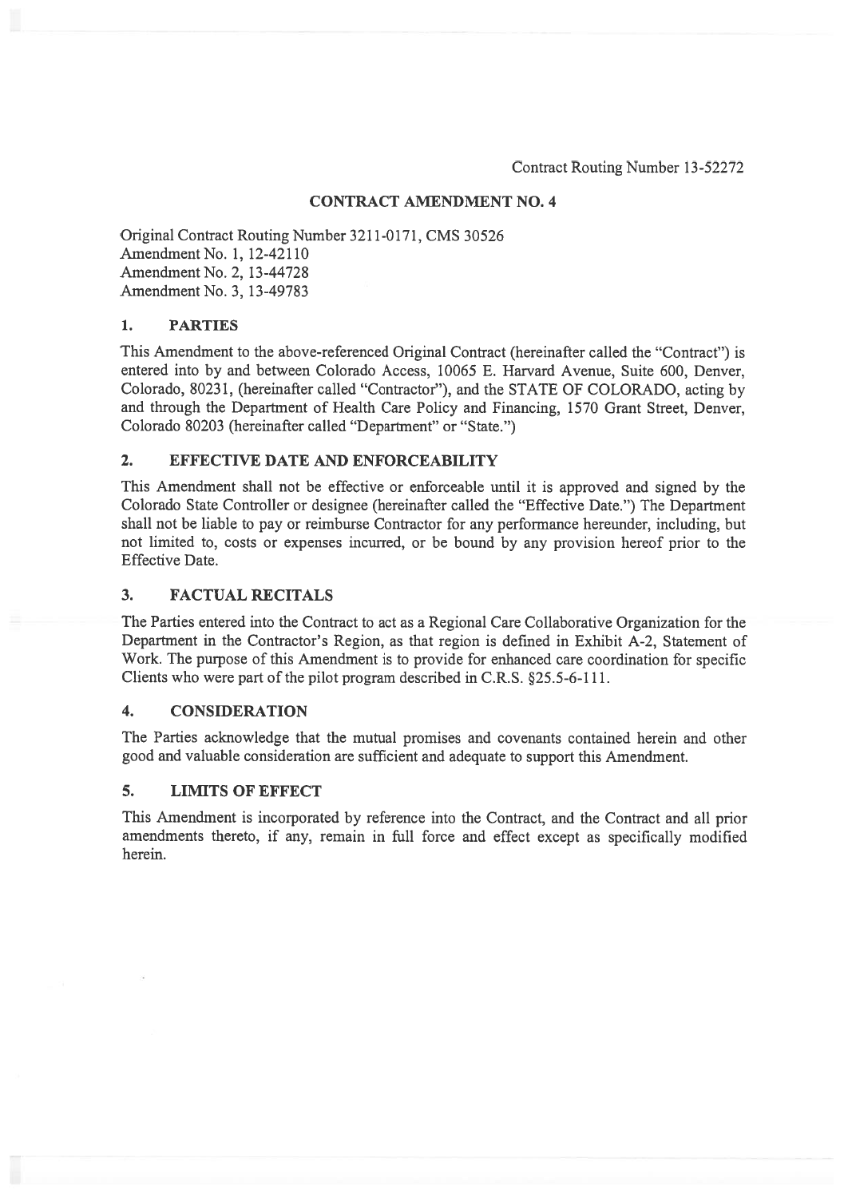Contract Routing Number 13-52272

## CONTRACT AMENDMENT NO. 4

Original Contract Routing Number 3211-0171, CMS 30526
Amendment No. 1, 12-42110
Amendment No. 2, 13-44728
Amendment No. 3, 13-49783

### 1. PARTIES

This Amendment to the above-referenced Original Contract (hereinafter called the "Contract") is entered into by and between Colorado Access, 10065 E. Harvard Avenue, Suite 600, Denver, Colorado, 80231, (hereinafter called "Contractor"), and the STATE OF COLORADO, acting by and through the Department of Health Care Policy and Financing, 1570 Grant Street, Denver, Colorado 80203 (hereinafter called "Department" or "State.")

### 2. EFFECTIVE DATE AND ENFORCEABILITY

This Amendment shall not be effective or enforceable until it is approved and signed by the Colorado State Controller or designee (hereinafter called the "Effective Date.") The Department shall not be liable to pay or reimburse Contractor for any performance hereunder, including, but not limited to, costs or expenses incurred, or be bound by any provision hereof prior to the Effective Date.

### 3. FACTUAL RECITALS

The Parties entered into the Contract to act as a Regional Care Collaborative Organization for the Department in the Contractor's Region, as that region is defined in Exhibit A-2, Statement of Work. The purpose of this Amendment is to provide for enhanced care coordination for specific Clients who were part of the pilot program described in C.R.S. §25.5-6-111.

### 4. CONSIDERATION

The Parties acknowledge that the mutual promises and covenants contained herein and other good and valuable consideration are sufficient and adequate to support this Amendment.

### 5. LIMITS OF EFFECT

This Amendment is incorporated by reference into the Contract, and the Contract and all prior amendments thereto, if any, remain in full force and effect except as specifically modified herein.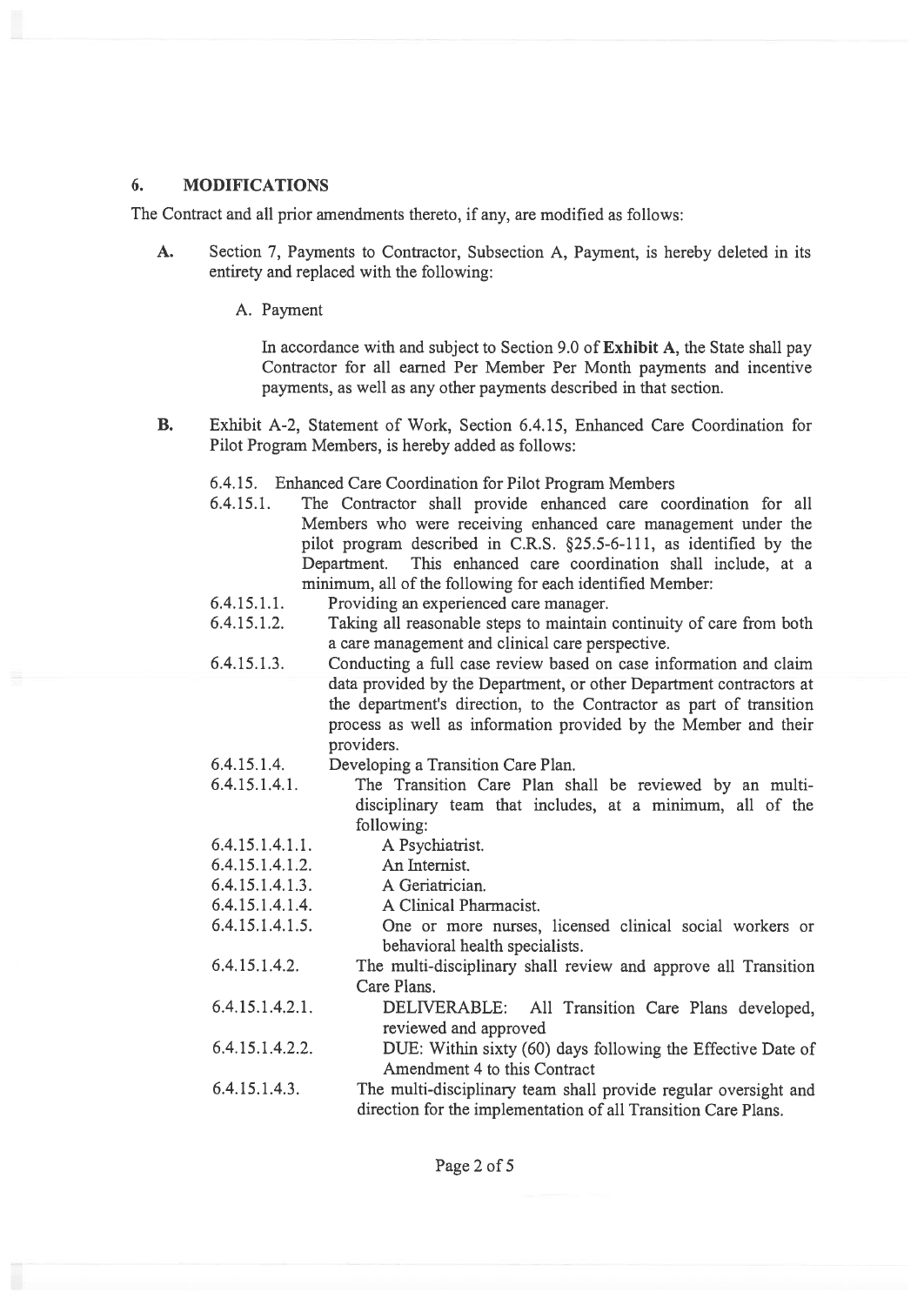## 6. MODIFICATIONS

The Contract and all prior amendments thereto, if any, are modified as follows:

**A.** Section 7, Payments to Contractor, Subsection A, Payment, is hereby deleted in its entirety and replaced with the following:

A. Payment

In accordance with and subject to Section 9.0 of **Exhibit A**, the State shall pay Contractor for all earned Per Member Per Month payments and incentive payments, as well as any other payments described in that section.

**B.** Exhibit A-2, Statement of Work, Section 6.4.15, Enhanced Care Coordination for Pilot Program Members, is hereby added as follows:

6.4.15. Enhanced Care Coordination for Pilot Program Members

6.4.15.1. The Contractor shall provide enhanced care coordination for all Members who were receiving enhanced care management under the pilot program described in C.R.S. §25.5-6-111, as identified by the Department. This enhanced care coordination shall include, at a minimum, all of the following for each identified Member:

6.4.15.1.1. Providing an experienced care manager.

6.4.15.1.2. Taking all reasonable steps to maintain continuity of care from both a care management and clinical care perspective.

6.4.15.1.3. Conducting a full case review based on case information and claim data provided by the Department, or other Department contractors at the department's direction, to the Contractor as part of transition process as well as information provided by the Member and their providers.

6.4.15.1.4. Developing a Transition Care Plan.

6.4.15.1.4.1. The Transition Care Plan shall be reviewed by an multi-disciplinary team that includes, at a minimum, all of the following:

6.4.15.1.4.1.1. A Psychiatrist.

6.4.15.1.4.1.2. An Internist.

6.4.15.1.4.1.3. A Geriatrician.

6.4.15.1.4.1.4. A Clinical Pharmacist.

6.4.15.1.4.1.5. One or more nurses, licensed clinical social workers or behavioral health specialists.

6.4.15.1.4.2. The multi-disciplinary shall review and approve all Transition Care Plans.

6.4.15.1.4.2.1. DELIVERABLE: All Transition Care Plans developed, reviewed and approved

6.4.15.1.4.2.2. DUE: Within sixty (60) days following the Effective Date of Amendment 4 to this Contract

6.4.15.1.4.3. The multi-disciplinary team shall provide regular oversight and direction for the implementation of all Transition Care Plans.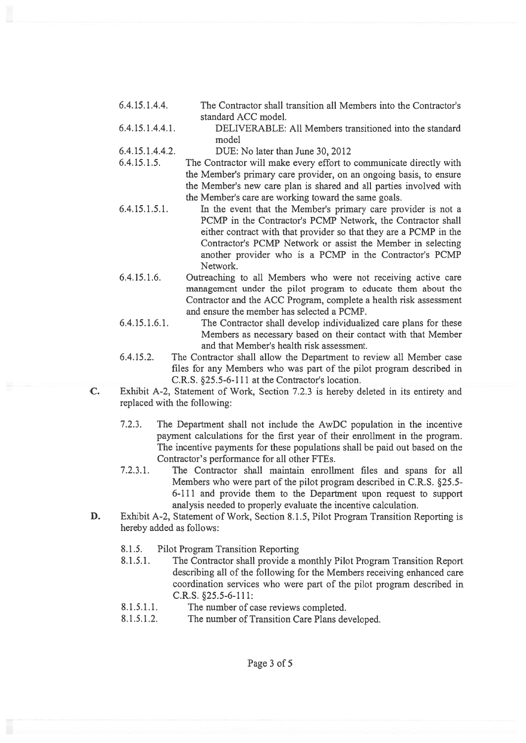6.4.15.1.4.4. The Contractor shall transition all Members into the Contractor's standard ACC model.

6.4.15.1.4.4.1. DELIVERABLE: All Members transitioned into the standard model

6.4.15.1.4.4.2. DUE: No later than June 30, 2012

6.4.15.1.5. The Contractor will make every effort to communicate directly with the Member's primary care provider, on an ongoing basis, to ensure the Member's new care plan is shared and all parties involved with the Member's care are working toward the same goals.

6.4.15.1.5.1. In the event that the Member's primary care provider is not a PCMP in the Contractor's PCMP Network, the Contractor shall either contract with that provider so that they are a PCMP in the Contractor's PCMP Network or assist the Member in selecting another provider who is a PCMP in the Contractor's PCMP Network.

6.4.15.1.6. Outreaching to all Members who were not receiving active care management under the pilot program to educate them about the Contractor and the ACC Program, complete a health risk assessment and ensure the member has selected a PCMP.

6.4.15.1.6.1. The Contractor shall develop individualized care plans for these Members as necessary based on their contact with that Member and that Member's health risk assessment.

6.4.15.2. The Contractor shall allow the Department to review all Member case files for any Members who was part of the pilot program described in C.R.S. §25.5-6-111 at the Contractor's location.

**C.** Exhibit A-2, Statement of Work, Section 7.2.3 is hereby deleted in its entirety and replaced with the following:

7.2.3. The Department shall not include the AwDC population in the incentive payment calculations for the first year of their enrollment in the program. The incentive payments for these populations shall be paid out based on the Contractor's performance for all other FTEs.

7.2.3.1. The Contractor shall maintain enrollment files and spans for all Members who were part of the pilot program described in C.R.S. §25.5-6-111 and provide them to the Department upon request to support analysis needed to properly evaluate the incentive calculation.

**D.** Exhibit A-2, Statement of Work, Section 8.1.5, Pilot Program Transition Reporting is hereby added as follows:

8.1.5. Pilot Program Transition Reporting

8.1.5.1. The Contractor shall provide a monthly Pilot Program Transition Report describing all of the following for the Members receiving enhanced care coordination services who were part of the pilot program described in C.R.S. §25.5-6-111:

8.1.5.1.1. The number of case reviews completed.

8.1.5.1.2. The number of Transition Care Plans developed.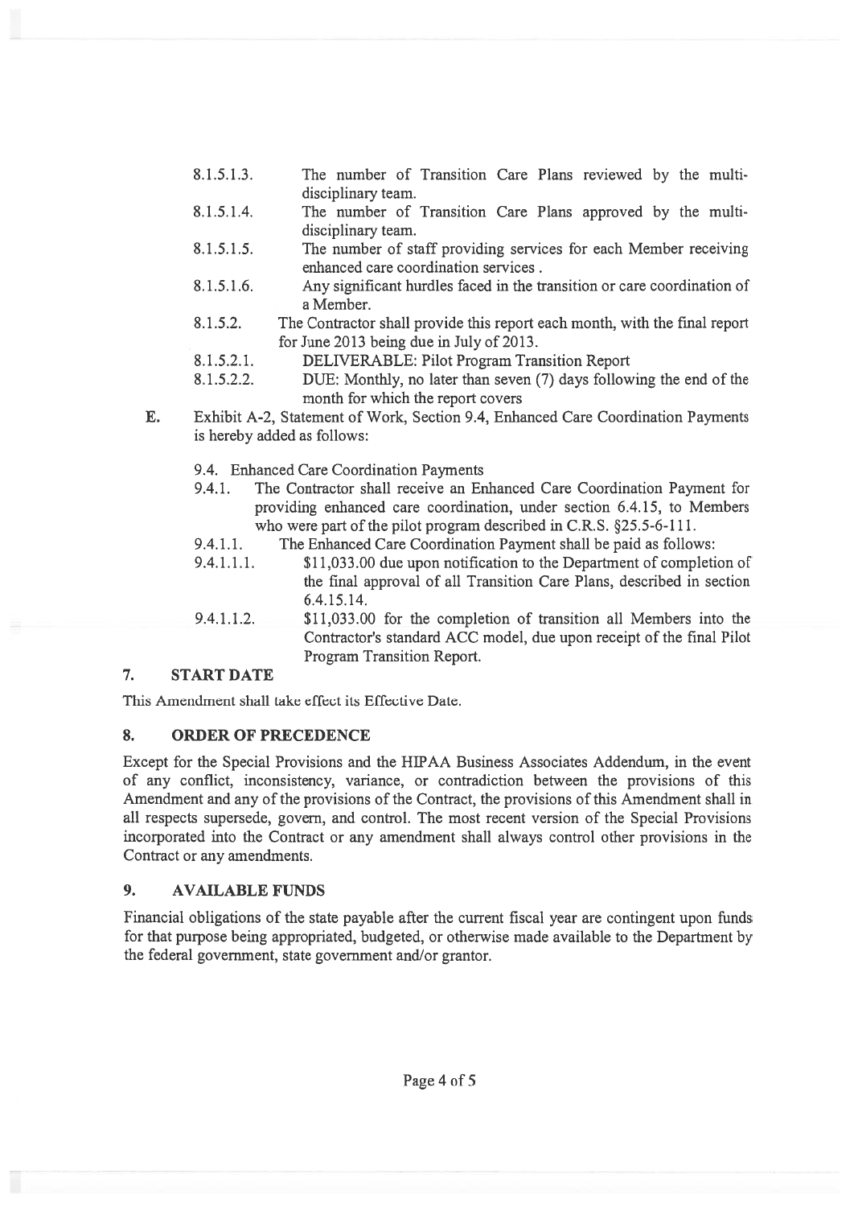8.1.5.1.3. The number of Transition Care Plans reviewed by the multi-disciplinary team.

8.1.5.1.4. The number of Transition Care Plans approved by the multi-disciplinary team.

8.1.5.1.5. The number of staff providing services for each Member receiving enhanced care coordination services .

8.1.5.1.6. Any significant hurdles faced in the transition or care coordination of a Member.

8.1.5.2. The Contractor shall provide this report each month, with the final report for June 2013 being due in July of 2013.

8.1.5.2.1. DELIVERABLE: Pilot Program Transition Report

8.1.5.2.2. DUE: Monthly, no later than seven (7) days following the end of the month for which the report covers

**E.** Exhibit A-2, Statement of Work, Section 9.4, Enhanced Care Coordination Payments is hereby added as follows:

9.4. Enhanced Care Coordination Payments

9.4.1. The Contractor shall receive an Enhanced Care Coordination Payment for providing enhanced care coordination, under section 6.4.15, to Members who were part of the pilot program described in C.R.S. §25.5-6-111.

9.4.1.1. The Enhanced Care Coordination Payment shall be paid as follows:

9.4.1.1.1. $11,033.00 due upon notification to the Department of completion of the final approval of all Transition Care Plans, described in section 6.4.15.14.

9.4.1.1.2. $11,033.00 for the completion of transition all Members into the Contractor's standard ACC model, due upon receipt of the final Pilot Program Transition Report.

## 7. START DATE

This Amendment shall take effect its Effective Date.

## 8. ORDER OF PRECEDENCE

Except for the Special Provisions and the HIPAA Business Associates Addendum, in the event of any conflict, inconsistency, variance, or contradiction between the provisions of this Amendment and any of the provisions of the Contract, the provisions of this Amendment shall in all respects supersede, govern, and control. The most recent version of the Special Provisions incorporated into the Contract or any amendment shall always control other provisions in the Contract or any amendments.

## 9. AVAILABLE FUNDS

Financial obligations of the state payable after the current fiscal year are contingent upon funds for that purpose being appropriated, budgeted, or otherwise made available to the Department by the federal government, state government and/or grantor.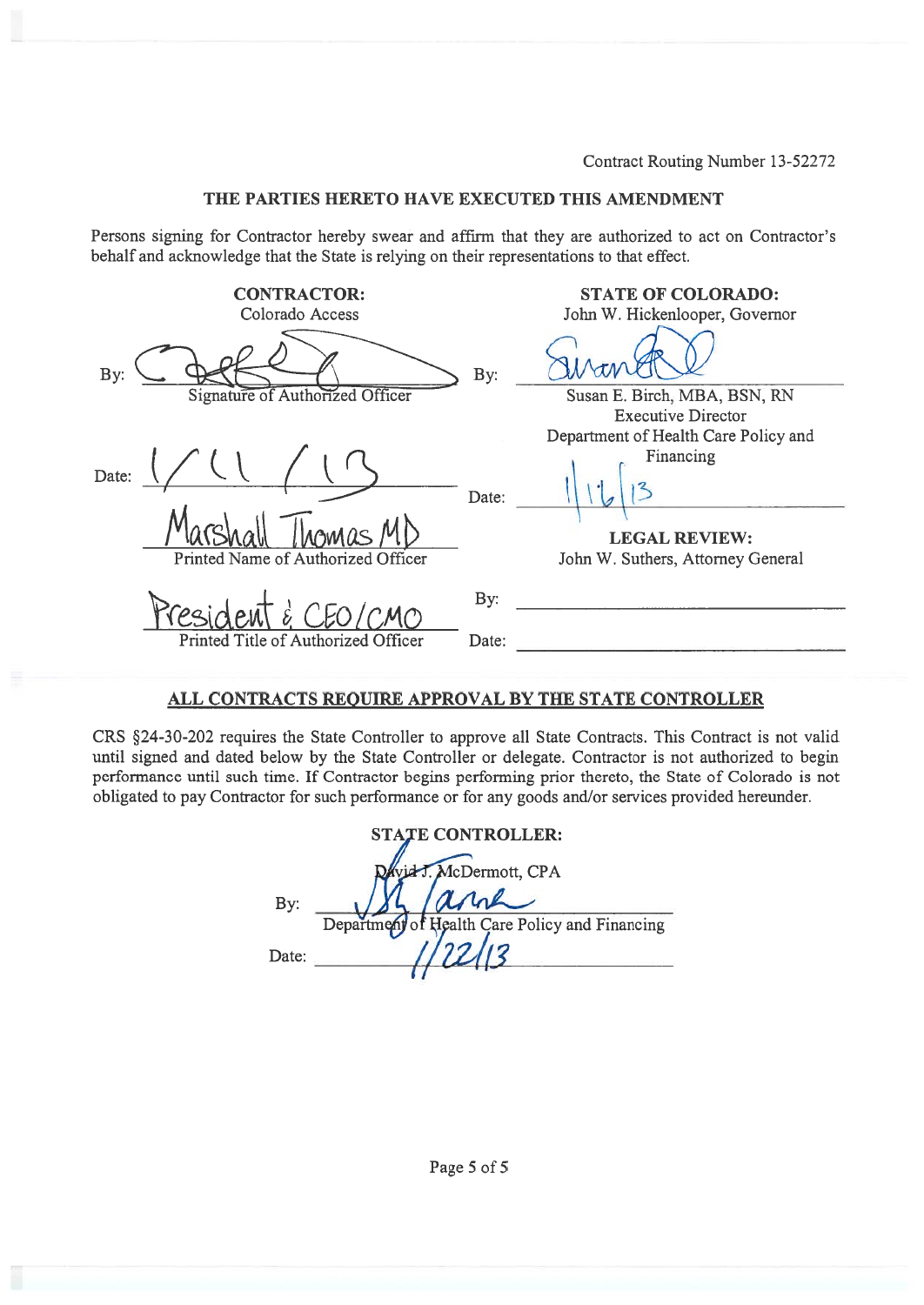Contract Routing Number 13-52272

**THE PARTIES HERETO HAVE EXECUTED THIS AMENDMENT**

Persons signing for Contractor hereby swear and affirm that they are authorized to act on Contractor's behalf and acknowledge that the State is relying on their representations to that effect.

| | |
|---|---|
| **CONTRACTOR:** | **STATE OF COLORADO:** |
| Colorado Access | John W. Hickenlooper, Governor |
| By: [signature] | By: [signature] |
| Signature of Authorized Officer | Susan E. Birch, MBA, BSN, RN |
| | Executive Director |
| | Department of Health Care Policy and Financing |
| Date: 1/11/13 | Date: 1/16/13 |
| Marshall Thomas MD | **LEGAL REVIEW:** |
| Printed Name of Authorized Officer | John W. Suthers, Attorney General |
| President & CEO/CMO | By: |
| Printed Title of Authorized Officer | Date: |

**ALL CONTRACTS REQUIRE APPROVAL BY THE STATE CONTROLLER**

CRS §24-30-202 requires the State Controller to approve all State Contracts. This Contract is not valid until signed and dated below by the State Controller or delegate. Contractor is not authorized to begin performance until such time. If Contractor begins performing prior thereto, the State of Colorado is not obligated to pay Contractor for such performance or for any goods and/or services provided hereunder.

**STATE CONTROLLER:**

David J. McDermott, CPA

By: [signature]

Department of Health Care Policy and Financing

Date: 1/22/13